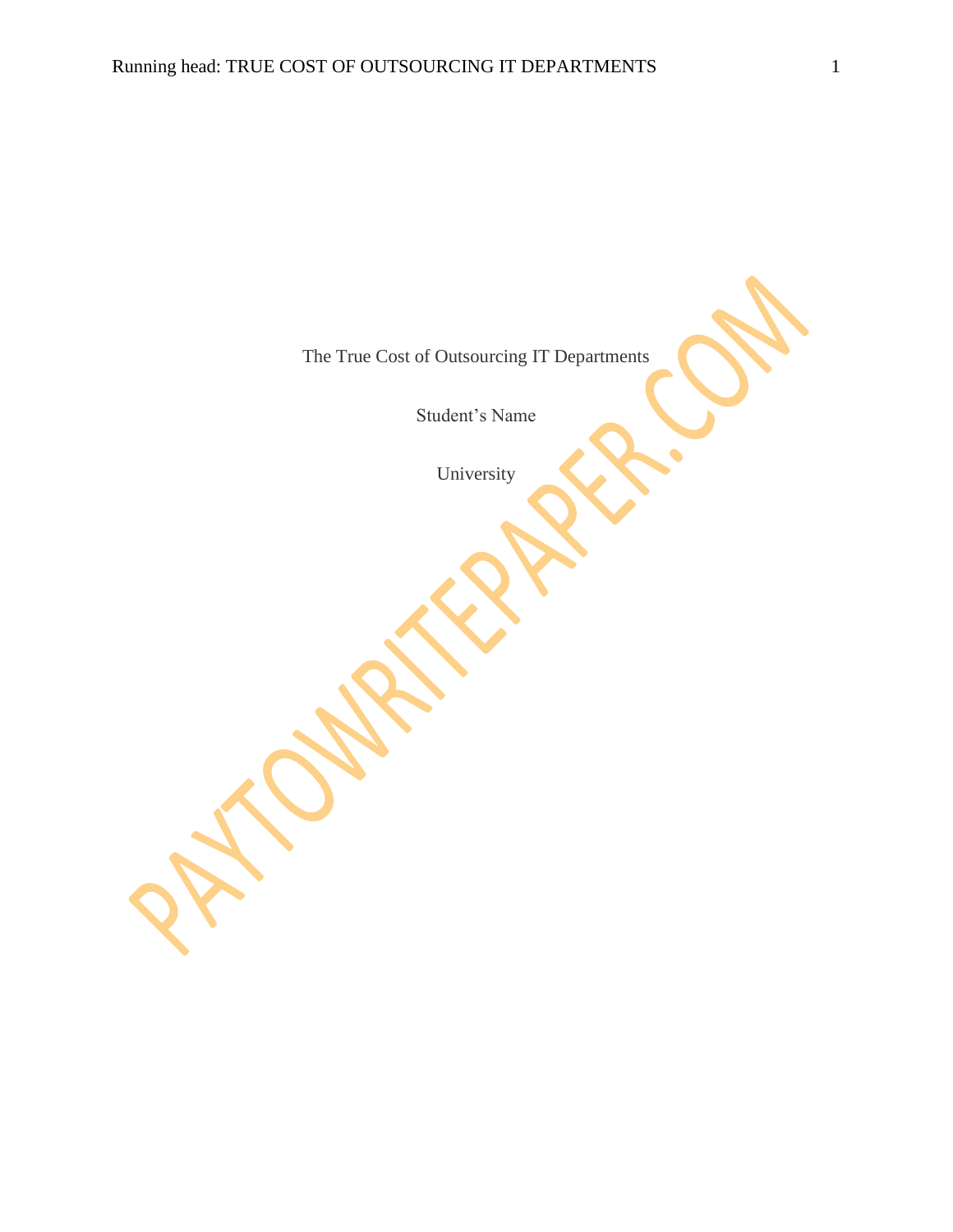The True Cost of Outsourcing IT Departments

Student's Name

University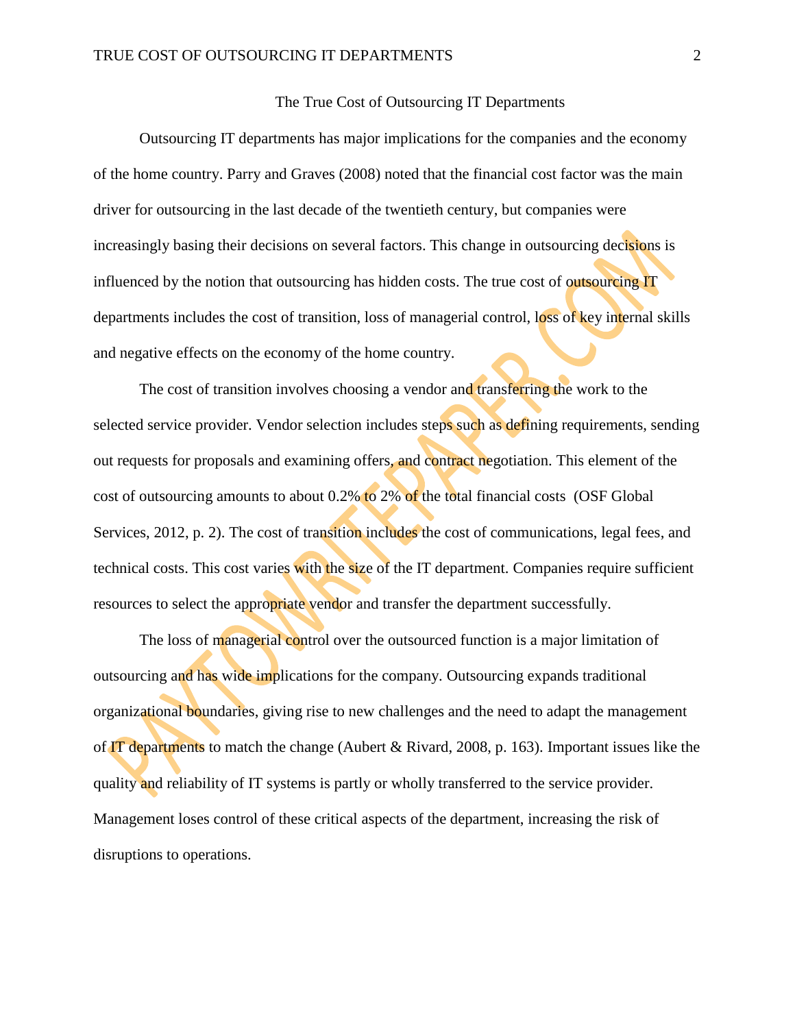# The True Cost of Outsourcing IT Departments

Outsourcing IT departments has major implications for the companies and the economy of the home country. Parry and Graves (2008) noted that the financial cost factor was the main driver for outsourcing in the last decade of the twentieth century, but companies were increasingly basing their decisions on several factors. This change in outsourcing decisions is influenced by the notion that outsourcing has hidden costs. The true cost of outsourcing IT departments includes the cost of transition, loss of managerial control, loss of key internal skills and negative effects on the economy of the home country.

The cost of transition involves choosing a vendor and transferring the work to the selected service provider. Vendor selection includes steps such as defining requirements, sending out requests for proposals and examining offers, and contract negotiation. This element of the cost of outsourcing amounts to about 0.2% to 2% of the total financial costs (OSF Global Services, 2012, p. 2). The cost of transition includes the cost of communications, legal fees, and technical costs. This cost varies with the size of the IT department. Companies require sufficient resources to select the appropriate vendor and transfer the department successfully.

The loss of managerial control over the outsourced function is a major limitation of outsourcing and has wide implications for the company. Outsourcing expands traditional organizational boundaries, giving rise to new challenges and the need to adapt the management of IT departments to match the change (Aubert & Rivard, 2008, p. 163). Important issues like the quality and reliability of IT systems is partly or wholly transferred to the service provider. Management loses control of these critical aspects of the department, increasing the risk of disruptions to operations.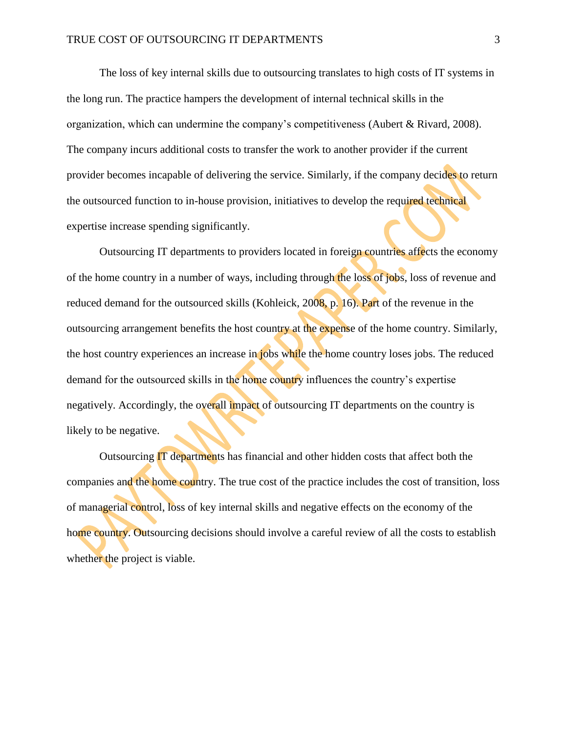The loss of key internal skills due to outsourcing translates to high costs of IT systems in the long run. The practice hampers the development of internal technical skills in the organization, which can undermine the company's competitiveness (Aubert & Rivard, 2008). The company incurs additional costs to transfer the work to another provider if the current provider becomes incapable of delivering the service. Similarly, if the company decides to return the outsourced function to in-house provision, initiatives to develop the required technical expertise increase spending significantly.

Outsourcing IT departments to providers located in foreign countries affects the economy of the home country in a number of ways, including through the loss of jobs, loss of revenue and reduced demand for the outsourced skills (Kohleick, 2008, p. 16). Part of the revenue in the outsourcing arrangement benefits the host country at the expense of the home country. Similarly, the host country experiences an increase in jobs while the home country loses jobs. The reduced demand for the outsourced skills in the home country influences the country's expertise negatively. Accordingly, the overall impact of outsourcing IT departments on the country is likely to be negative.

Outsourcing IT departments has financial and other hidden costs that affect both the companies and the home country. The true cost of the practice includes the cost of transition, loss of managerial control, loss of key internal skills and negative effects on the economy of the home country. Outsourcing decisions should involve a careful review of all the costs to establish whether the project is viable.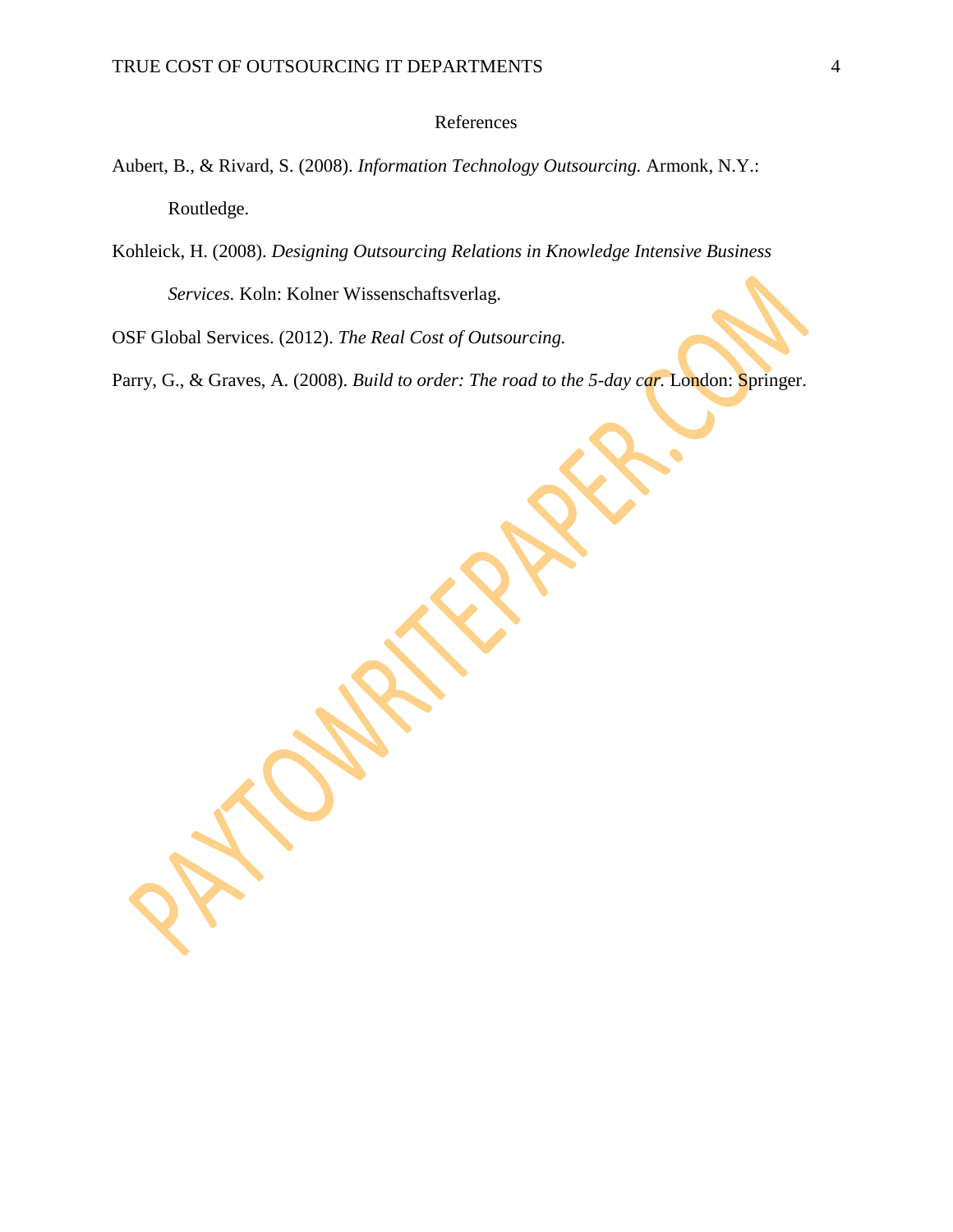# References

Aubert, B., & Rivard, S. (2008). *Information Technology Outsourcing.* Armonk, N.Y.: Routledge.

Kohleick, H. (2008). *Designing Outsourcing Relations in Knowledge Intensive Business Services.* Koln: Kolner Wissenschaftsverlag.

OSF Global Services. (2012). *The Real Cost of Outsourcing.*

Parry, G., & Graves, A. (2008). *Build to order: The road to the 5-day car*. London: Springer.